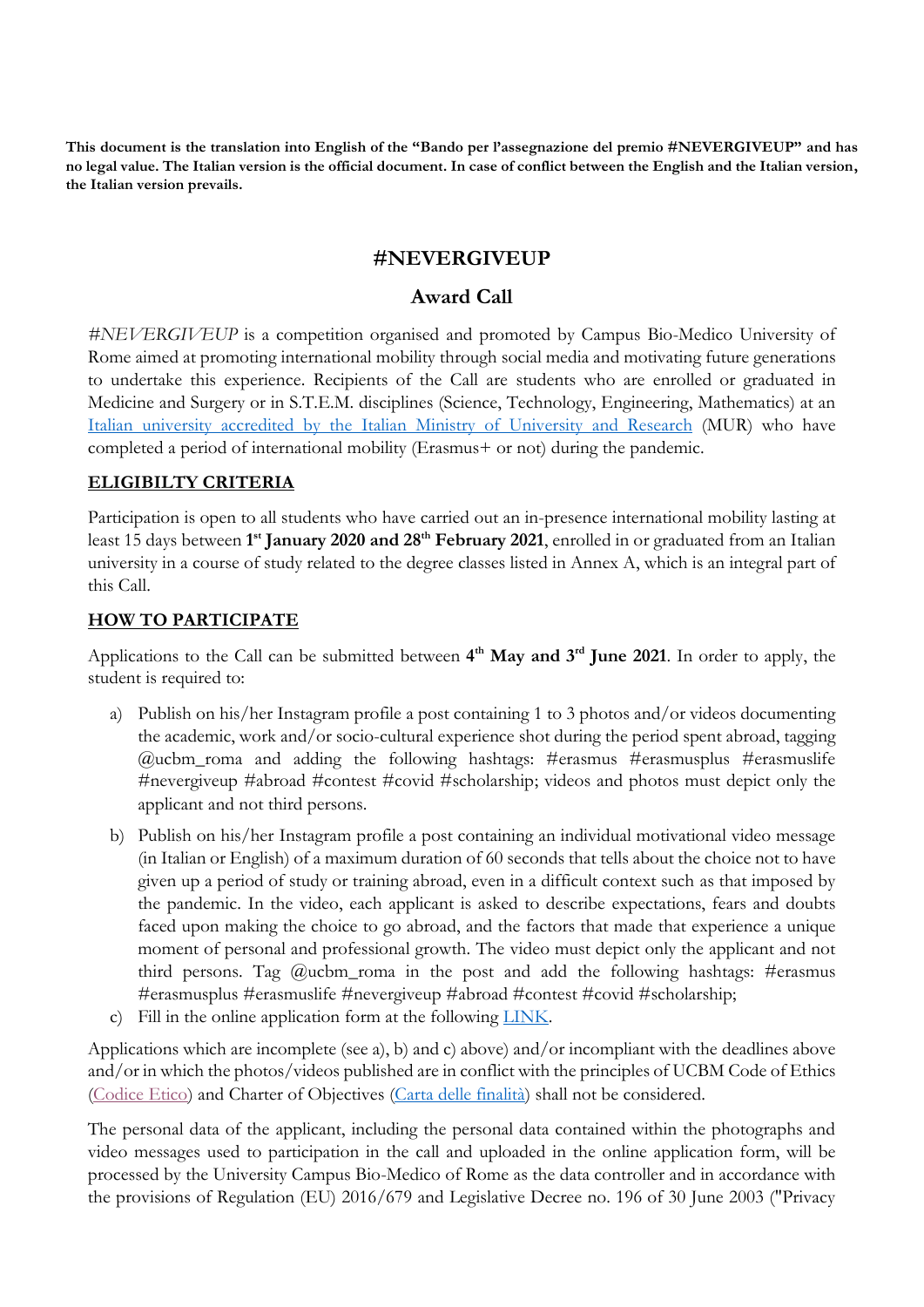**This document is the translation into English of the "Bando per l'assegnazione del premio #NEVERGIVEUP" and has no legal value. The Italian version is the official document. In case of conflict between the English and the Italian version, the Italian version prevails.**

# #NEVERGIVEUP

## Award Call

*#NEVERGIVEUP* is a competition organised and promoted by Campus Bio-Medico University of Rome aimed at promoting international mobility through social media and motivating future generations to undertake this experience. Recipients of the Call are students who are enrolled or graduated in Medicine and Surgery or in S.T.E.M. disciplines (Science, Technology, Engineering, Mathematics) at an [Italian university accredited by the Italian Ministry of University and Research](#) (MUR) who have completed a period of international mobility (Erasmus+ or not) during the pandemic.

### ELIGIBILTY CRITERIA

Participation is open to all students who have carried out an in-presence international mobility lasting at least 15 days between **1st January 2020 and 28th February 2021**, enrolled in or graduated from an Italian university in a course of study related to the degree classes listed in Annex A, which is an integral part of this Call.

### HOW TO PARTICIPATE

Applications to the Call can be submitted between **4th May and 3rd June 2021**. In order to apply, the student is required to:

a) Publish on his/her Instagram profile a post containing 1 to 3 photos and/or videos documenting the academic, work and/or socio-cultural experience shot during the period spent abroad, tagging @ucbm_roma and adding the following hashtags: #erasmus #erasmusplus #erasmuslife #nevergiveup #abroad #contest #covid #scholarship; videos and photos must depict only the applicant and not third persons.

b) Publish on his/her Instagram profile a post containing an individual motivational video message (in Italian or English) of a maximum duration of 60 seconds that tells about the choice not to have given up a period of study or training abroad, even in a difficult context such as that imposed by the pandemic. In the video, each applicant is asked to describe expectations, fears and doubts faced upon making the choice to go abroad, and the factors that made that experience a unique moment of personal and professional growth. The video must depict only the applicant and not third persons. Tag @ucbm_roma in the post and add the following hashtags: #erasmus #erasmusplus #erasmuslife #nevergiveup #abroad #contest #covid #scholarship;

c) Fill in the online application form at the following [LINK](#).

Applications which are incomplete (see a), b) and c) above) and/or incompliant with the deadlines above and/or in which the photos/videos published are in conflict with the principles of UCBM Code of Ethics ([Codice Etico](#)) and Charter of Objectives ([Carta delle finalità](#)) shall not be considered.

The personal data of the applicant, including the personal data contained within the photographs and video messages used to participation in the call and uploaded in the online application form, will be processed by the University Campus Bio-Medico of Rome as the data controller and in accordance with the provisions of Regulation (EU) 2016/679 and Legislative Decree no. 196 of 30 June 2003 ("Privacy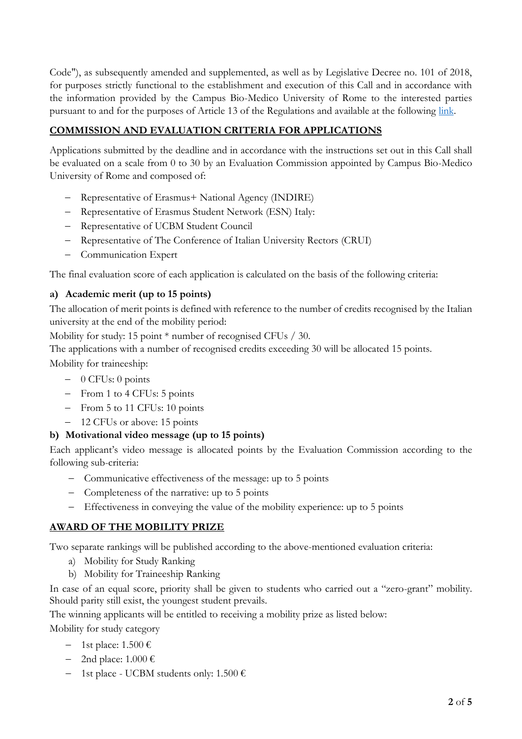Code"), as subsequently amended and supplemented, as well as by Legislative Decree no. 101 of 2018, for purposes strictly functional to the establishment and execution of this Call and in accordance with the information provided by the Campus Bio-Medico University of Rome to the interested parties pursuant to and for the purposes of Article 13 of the Regulations and available at the following link.

## COMMISSION AND EVALUATION CRITERIA FOR APPLICATIONS

Applications submitted by the deadline and in accordance with the instructions set out in this Call shall be evaluated on a scale from 0 to 30 by an Evaluation Commission appointed by Campus Bio-Medico University of Rome and composed of:

- Representative of Erasmus+ National Agency (INDIRE)
- Representative of Erasmus Student Network (ESN) Italy:
- Representative of UCBM Student Council
- Representative of The Conference of Italian University Rectors (CRUI)
- Communication Expert

The final evaluation score of each application is calculated on the basis of the following criteria:

### a) Academic merit (up to 15 points)

The allocation of merit points is defined with reference to the number of credits recognised by the Italian university at the end of the mobility period:

Mobility for study: 15 point * number of recognised CFUs / 30.

The applications with a number of recognised credits exceeding 30 will be allocated 15 points.

Mobility for traineeship:

- 0 CFUs: 0 points
- From 1 to 4 CFUs: 5 points
- From 5 to 11 CFUs: 10 points
- 12 CFUs or above: 15 points

### b) Motivational video message (up to 15 points)

Each applicant's video message is allocated points by the Evaluation Commission according to the following sub-criteria:

- Communicative effectiveness of the message: up to 5 points
- Completeness of the narrative: up to 5 points
- Effectiveness in conveying the value of the mobility experience: up to 5 points

## AWARD OF THE MOBILITY PRIZE

Two separate rankings will be published according to the above-mentioned evaluation criteria:

a) Mobility for Study Ranking
b) Mobility for Traineeship Ranking

In case of an equal score, priority shall be given to students who carried out a "zero-grant" mobility. Should parity still exist, the youngest student prevails.

The winning applicants will be entitled to receiving a mobility prize as listed below:

Mobility for study category

- 1st place: 1.500 €
- 2nd place: 1.000 €
- 1st place - UCBM students only: 1.500 €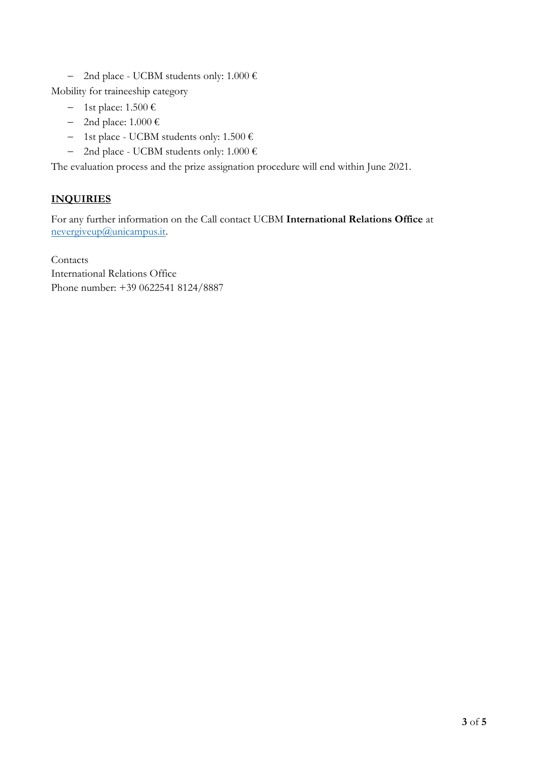- 2nd place - UCBM students only: 1.000 €

Mobility for traineeship category

- 1st place: 1.500 €
- 2nd place: 1.000 €
- 1st place - UCBM students only: 1.500 €
- 2nd place - UCBM students only: 1.000 €

The evaluation process and the prize assignation procedure will end within June 2021.

## INQUIRIES

For any further information on the Call contact UCBM **International Relations Office** at nevergiveup@unicampus.it.

Contacts
International Relations Office
Phone number: +39 0622541 8124/8887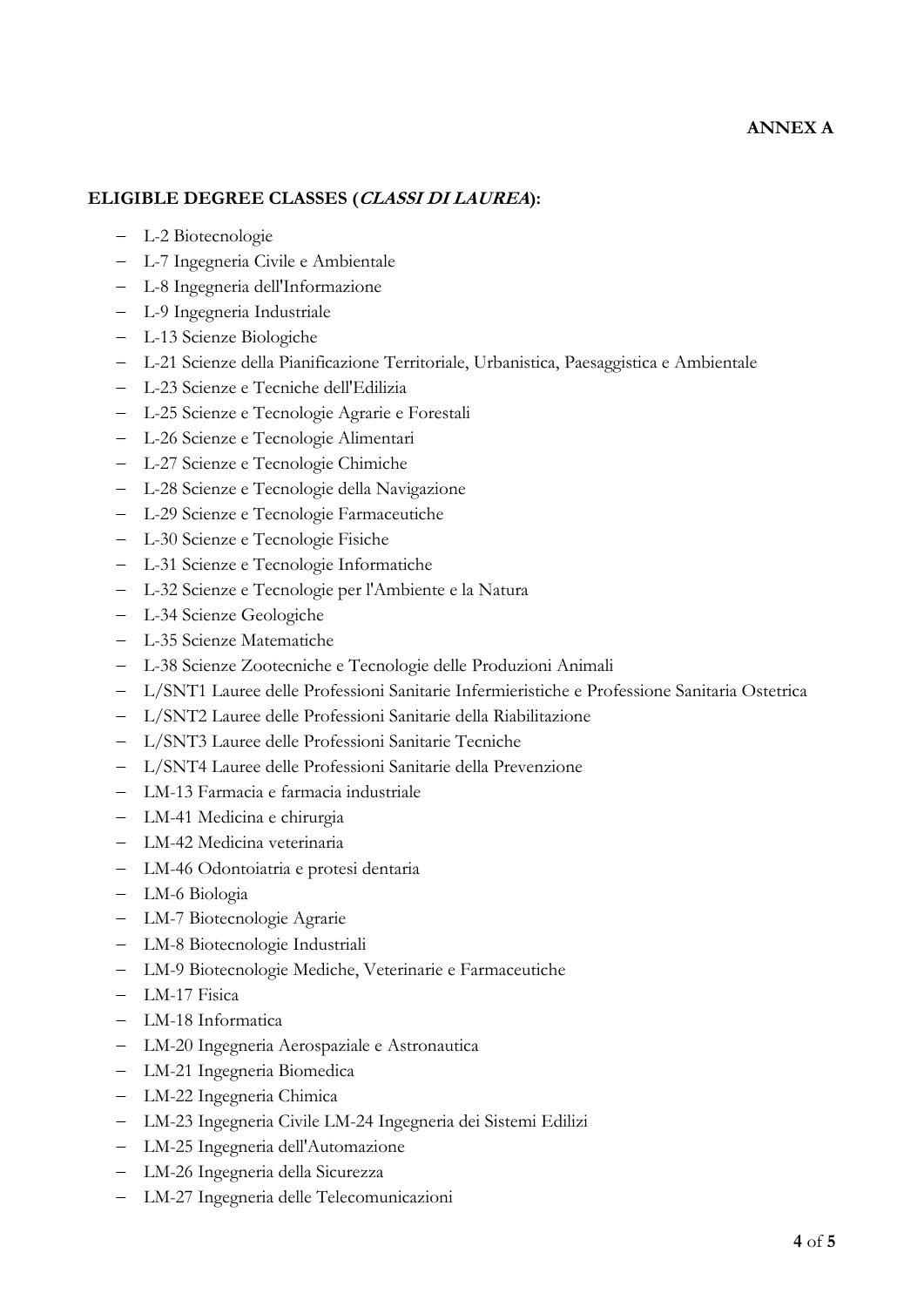**ANNEX A**

**ELIGIBLE DEGREE CLASSES (*CLASSI DI LAUREA*):**

- L-2 Biotecnologie
- L-7 Ingegneria Civile e Ambientale
- L-8 Ingegneria dell'Informazione
- L-9 Ingegneria Industriale
- L-13 Scienze Biologiche
- L-21 Scienze della Pianificazione Territoriale, Urbanistica, Paesaggistica e Ambientale
- L-23 Scienze e Tecniche dell'Edilizia
- L-25 Scienze e Tecnologie Agrarie e Forestali
- L-26 Scienze e Tecnologie Alimentari
- L-27 Scienze e Tecnologie Chimiche
- L-28 Scienze e Tecnologie della Navigazione
- L-29 Scienze e Tecnologie Farmaceutiche
- L-30 Scienze e Tecnologie Fisiche
- L-31 Scienze e Tecnologie Informatiche
- L-32 Scienze e Tecnologie per l'Ambiente e la Natura
- L-34 Scienze Geologiche
- L-35 Scienze Matematiche
- L-38 Scienze Zootecniche e Tecnologie delle Produzioni Animali
- L/SNT1 Lauree delle Professioni Sanitarie Infermieristiche e Professione Sanitaria Ostetrica
- L/SNT2 Lauree delle Professioni Sanitarie della Riabilitazione
- L/SNT3 Lauree delle Professioni Sanitarie Tecniche
- L/SNT4 Lauree delle Professioni Sanitarie della Prevenzione
- LM-13 Farmacia e farmacia industriale
- LM-41 Medicina e chirurgia
- LM-42 Medicina veterinaria
- LM-46 Odontoiatria e protesi dentaria
- LM-6 Biologia
- LM-7 Biotecnologie Agrarie
- LM-8 Biotecnologie Industriali
- LM-9 Biotecnologie Mediche, Veterinarie e Farmaceutiche
- LM-17 Fisica
- LM-18 Informatica
- LM-20 Ingegneria Aerospaziale e Astronautica
- LM-21 Ingegneria Biomedica
- LM-22 Ingegneria Chimica
- LM-23 Ingegneria Civile LM-24 Ingegneria dei Sistemi Edilizi
- LM-25 Ingegneria dell'Automazione
- LM-26 Ingegneria della Sicurezza
- LM-27 Ingegneria delle Telecomunicazioni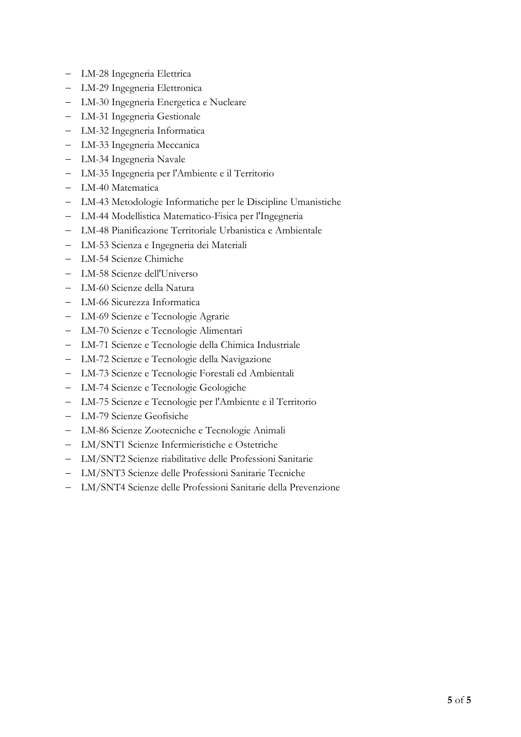- LM-28 Ingegneria Elettrica
- LM-29 Ingegneria Elettronica
- LM-30 Ingegneria Energetica e Nucleare
- LM-31 Ingegneria Gestionale
- LM-32 Ingegneria Informatica
- LM-33 Ingegneria Meccanica
- LM-34 Ingegneria Navale
- LM-35 Ingegneria per l'Ambiente e il Territorio
- LM-40 Matematica
- LM-43 Metodologie Informatiche per le Discipline Umanistiche
- LM-44 Modellistica Matematico-Fisica per l'Ingegneria
- LM-48 Pianificazione Territoriale Urbanistica e Ambientale
- LM-53 Scienza e Ingegneria dei Materiali
- LM-54 Scienze Chimiche
- LM-58 Scienze dell'Universo
- LM-60 Scienze della Natura
- LM-66 Sicurezza Informatica
- LM-69 Scienze e Tecnologie Agrarie
- LM-70 Scienze e Tecnologie Alimentari
- LM-71 Scienze e Tecnologie della Chimica Industriale
- LM-72 Scienze e Tecnologie della Navigazione
- LM-73 Scienze e Tecnologie Forestali ed Ambientali
- LM-74 Scienze e Tecnologie Geologiche
- LM-75 Scienze e Tecnologie per l'Ambiente e il Territorio
- LM-79 Scienze Geofisiche
- LM-86 Scienze Zootecniche e Tecnologie Animali
- LM/SNT1 Scienze Infermieristiche e Ostetriche
- LM/SNT2 Scienze riabilitative delle Professioni Sanitarie
- LM/SNT3 Scienze delle Professioni Sanitarie Tecniche
- LM/SNT4 Scienze delle Professioni Sanitarie della Prevenzione